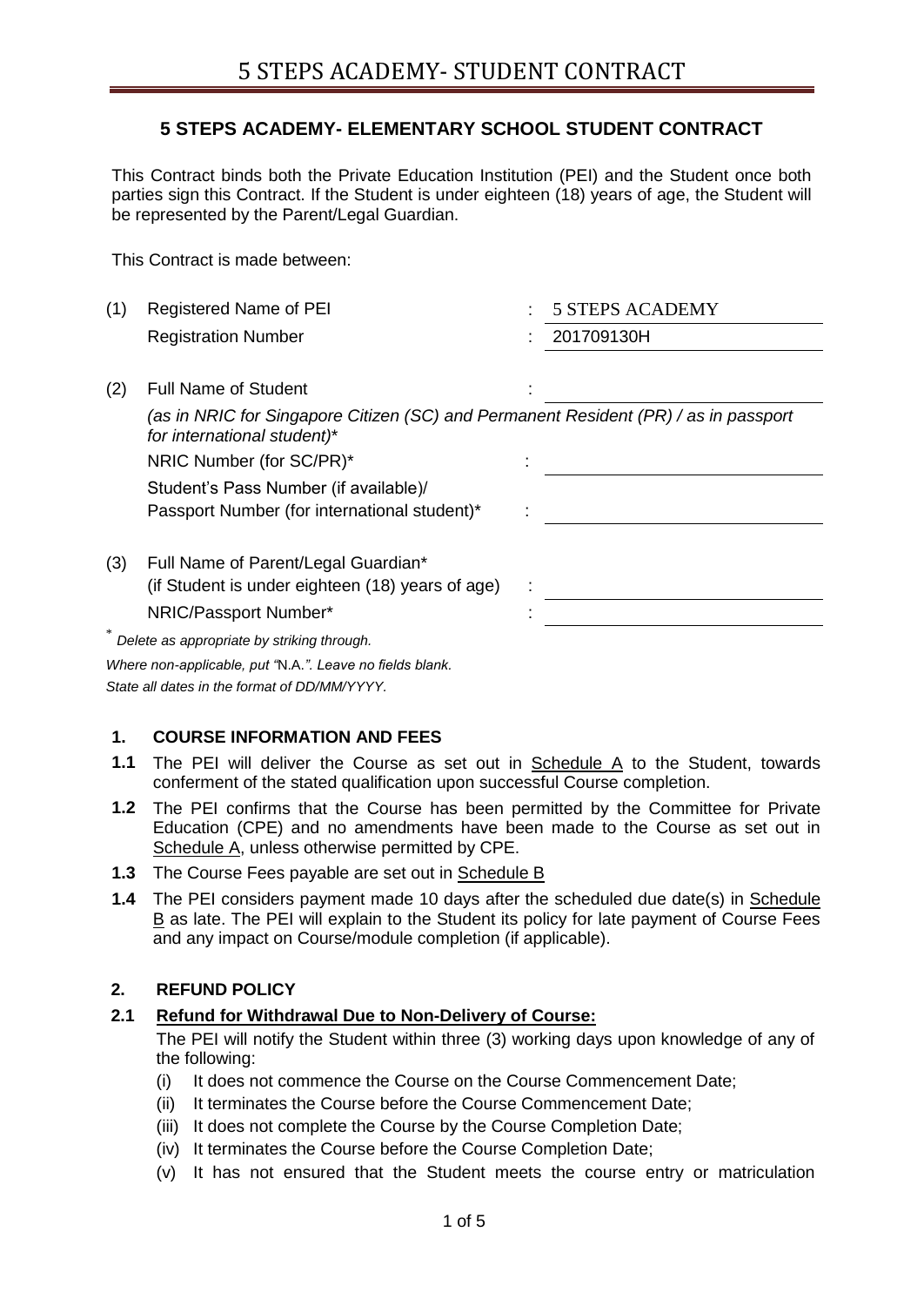## 5 STEPS ACADEMY- ELEMENTARY SCHOOL STUDENT CONTRACT

This Contract binds both the Private Education Institution (PEI) and the Student once both parties sign this Contract. If the Student is under eighteen (18) years of age, the Student will be represented by the Parent/Legal Guardian.

This Contract is made between:

| | | | |
|---|---|---|---|
| (1) | Registered Name of PEI | : | 5 STEPS ACADEMY |
| | Registration Number | : | 201709130H |
| (2) | Full Name of Student | : | |
| | *(as in NRIC for Singapore Citizen (SC) and Permanent Resident (PR) / as in passport for international student)** | | |
| | NRIC Number (for SC/PR)* | : | |
| | Student's Pass Number (if available)/ Passport Number (for international student)* | : | |
| (3) | Full Name of Parent/Legal Guardian* (if Student is under eighteen (18) years of age) | : | |
| | NRIC/Passport Number* | : | |

\* *Delete as appropriate by striking through.*

*Where non-applicable, put "N.A.". Leave no fields blank.*

*State all dates in the format of DD/MM/YYYY.*

### 1. COURSE INFORMATION AND FEES

**1.1** The PEI will deliver the Course as set out in Schedule A to the Student, towards conferment of the stated qualification upon successful Course completion.

**1.2** The PEI confirms that the Course has been permitted by the Committee for Private Education (CPE) and no amendments have been made to the Course as set out in Schedule A, unless otherwise permitted by CPE.

**1.3** The Course Fees payable are set out in Schedule B

**1.4** The PEI considers payment made 10 days after the scheduled due date(s) in Schedule B as late. The PEI will explain to the Student its policy for late payment of Course Fees and any impact on Course/module completion (if applicable).

### 2. REFUND POLICY

**2.1 Refund for Withdrawal Due to Non-Delivery of Course:**

The PEI will notify the Student within three (3) working days upon knowledge of any of the following:

(i) It does not commence the Course on the Course Commencement Date;
(ii) It terminates the Course before the Course Commencement Date;
(iii) It does not complete the Course by the Course Completion Date;
(iv) It terminates the Course before the Course Completion Date;
(v) It has not ensured that the Student meets the course entry or matriculation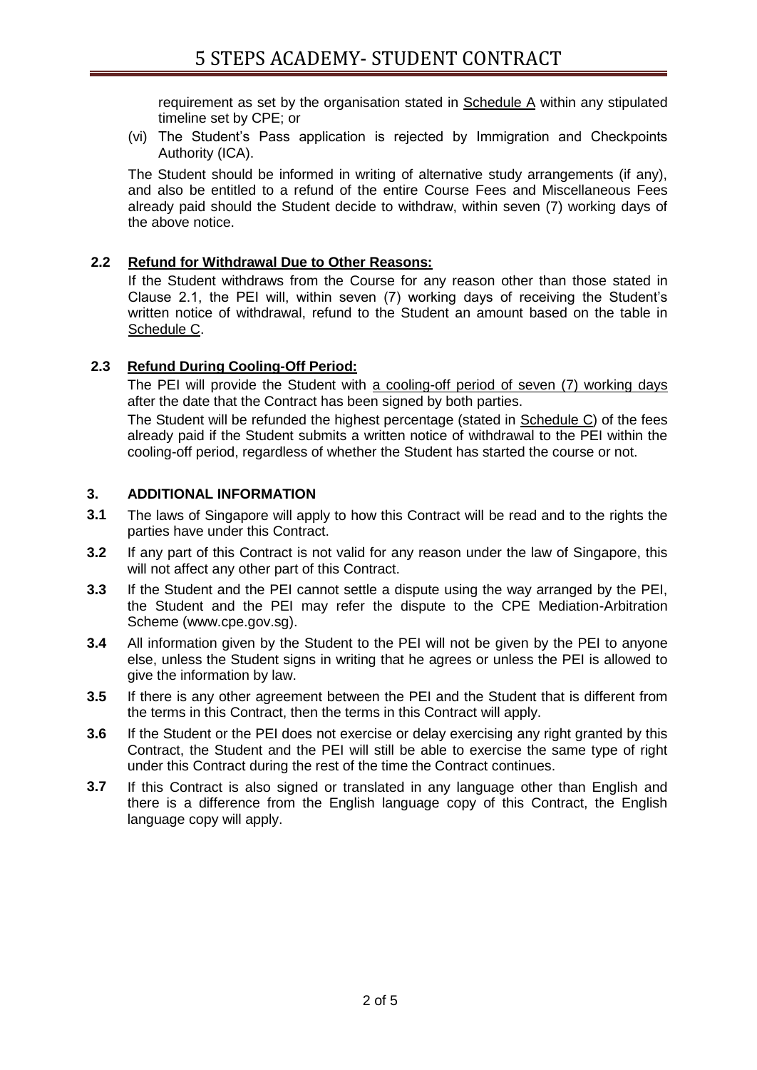requirement as set by the organisation stated in Schedule A within any stipulated timeline set by CPE; or

(vi) The Student's Pass application is rejected by Immigration and Checkpoints Authority (ICA).

The Student should be informed in writing of alternative study arrangements (if any), and also be entitled to a refund of the entire Course Fees and Miscellaneous Fees already paid should the Student decide to withdraw, within seven (7) working days of the above notice.

**2.2 Refund for Withdrawal Due to Other Reasons:**

If the Student withdraws from the Course for any reason other than those stated in Clause 2.1, the PEI will, within seven (7) working days of receiving the Student's written notice of withdrawal, refund to the Student an amount based on the table in Schedule C.

**2.3 Refund During Cooling-Off Period:**

The PEI will provide the Student with a cooling-off period of seven (7) working days after the date that the Contract has been signed by both parties.

The Student will be refunded the highest percentage (stated in Schedule C) of the fees already paid if the Student submits a written notice of withdrawal to the PEI within the cooling-off period, regardless of whether the Student has started the course or not.

## 3. ADDITIONAL INFORMATION

**3.1** The laws of Singapore will apply to how this Contract will be read and to the rights the parties have under this Contract.

**3.2** If any part of this Contract is not valid for any reason under the law of Singapore, this will not affect any other part of this Contract.

**3.3** If the Student and the PEI cannot settle a dispute using the way arranged by the PEI, the Student and the PEI may refer the dispute to the CPE Mediation-Arbitration Scheme (www.cpe.gov.sg).

**3.4** All information given by the Student to the PEI will not be given by the PEI to anyone else, unless the Student signs in writing that he agrees or unless the PEI is allowed to give the information by law.

**3.5** If there is any other agreement between the PEI and the Student that is different from the terms in this Contract, then the terms in this Contract will apply.

**3.6** If the Student or the PEI does not exercise or delay exercising any right granted by this Contract, the Student and the PEI will still be able to exercise the same type of right under this Contract during the rest of the time the Contract continues.

**3.7** If this Contract is also signed or translated in any language other than English and there is a difference from the English language copy of this Contract, the English language copy will apply.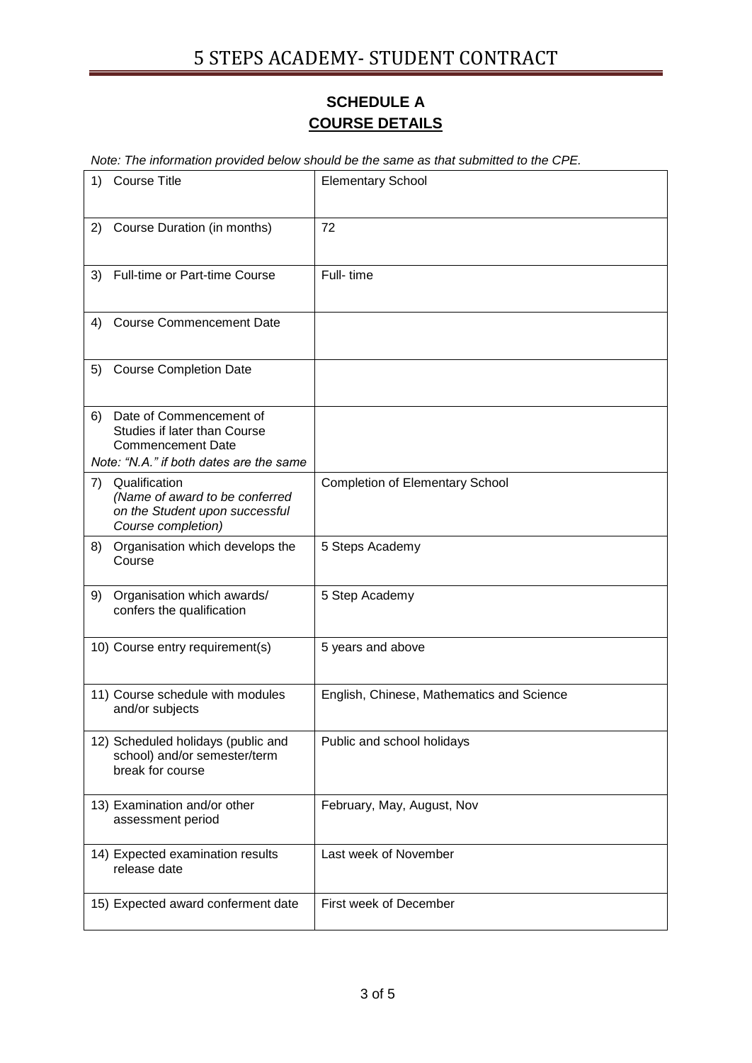## SCHEDULE A
## COURSE DETAILS

*Note: The information provided below should be the same as that submitted to the CPE.*

| | |
|---|---|
| 1) Course Title | Elementary School |
| 2) Course Duration (in months) | 72 |
| 3) Full-time or Part-time Course | Full- time |
| 4) Course Commencement Date | |
| 5) Course Completion Date | |
| 6) Date of Commencement of Studies if later than Course Commencement Date<br>*Note: "N.A." if both dates are the same* | |
| 7) Qualification *(Name of award to be conferred on the Student upon successful Course completion)* | Completion of Elementary School |
| 8) Organisation which develops the Course | 5 Steps Academy |
| 9) Organisation which awards/ confers the qualification | 5 Step Academy |
| 10) Course entry requirement(s) | 5 years and above |
| 11) Course schedule with modules and/or subjects | English, Chinese, Mathematics and Science |
| 12) Scheduled holidays (public and school) and/or semester/term break for course | Public and school holidays |
| 13) Examination and/or other assessment period | February, May, August, Nov |
| 14) Expected examination results release date | Last week of November |
| 15) Expected award conferment date | First week of December |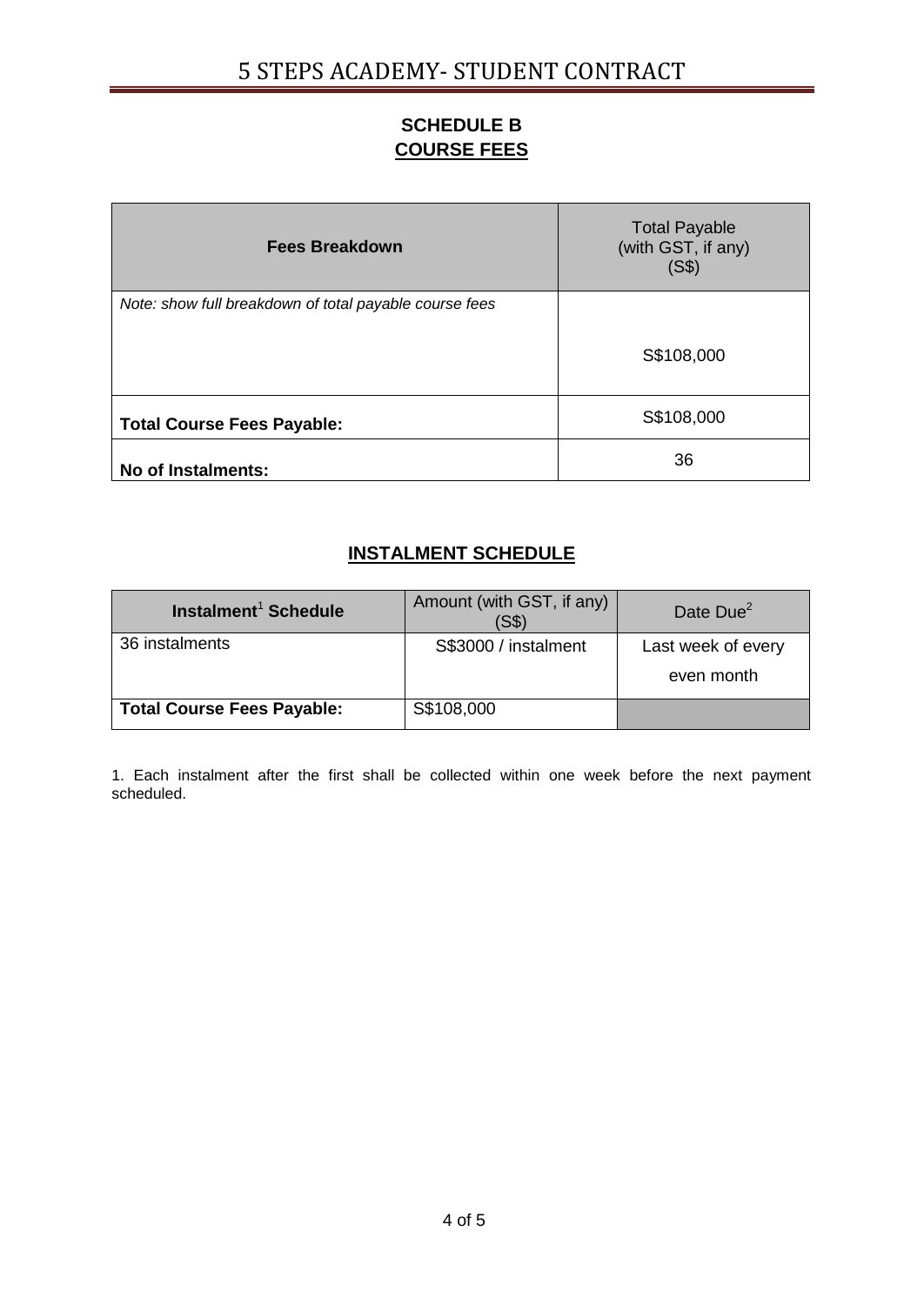## SCHEDULE B
## COURSE FEES

| **Fees Breakdown** | Total Payable (with GST, if any) (S$) |
| --- | --- |
| *Note: show full breakdown of total payable course fees* | S$108,000 |
| **Total Course Fees Payable:** | S$108,000 |
| **No of Instalments:** | 36 |

## INSTALMENT SCHEDULE

| **Instalment[1] Schedule** | Amount (with GST, if any) (S$) | Date Due[2] |
| --- | --- | --- |
| 36 instalments | S$3000 / instalment | Last week of every even month |
| **Total Course Fees Payable:** | S$108,000 | |

1. Each instalment after the first shall be collected within one week before the next payment scheduled.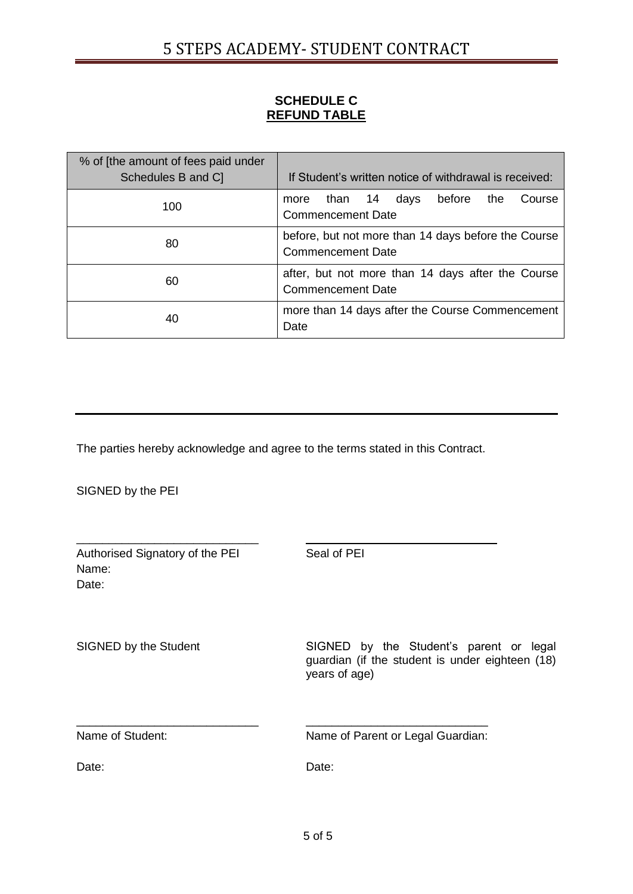**SCHEDULE C**
**REFUND TABLE**

| % of [the amount of fees paid under Schedules B and C] | If Student's written notice of withdrawal is received: |
|---|---|
| 100 | more than 14 days before the Course Commencement Date |
| 80 | before, but not more than 14 days before the Course Commencement Date |
| 60 | after, but not more than 14 days after the Course Commencement Date |
| 40 | more than 14 days after the Course Commencement Date |

---

The parties hereby acknowledge and agree to the terms stated in this Contract.

SIGNED by the PEI

\_\_\_\_\_\_\_\_\_\_\_\_\_\_\_\_\_\_\_\_\_\_\_\_\_\_\_\_
Authorised Signatory of the PEI
Name:
Date:

\_\_\_\_\_\_\_\_\_\_\_\_\_\_\_\_\_\_\_\_\_\_\_\_\_\_\_\_
Seal of PEI

SIGNED by the Student

\_\_\_\_\_\_\_\_\_\_\_\_\_\_\_\_\_\_\_\_\_\_\_\_\_\_\_\_
Name of Student:

Date:

SIGNED by the Student's parent or legal guardian (if the student is under eighteen (18) years of age)

\_\_\_\_\_\_\_\_\_\_\_\_\_\_\_\_\_\_\_\_\_\_\_\_\_\_\_\_
Name of Parent or Legal Guardian:

Date: